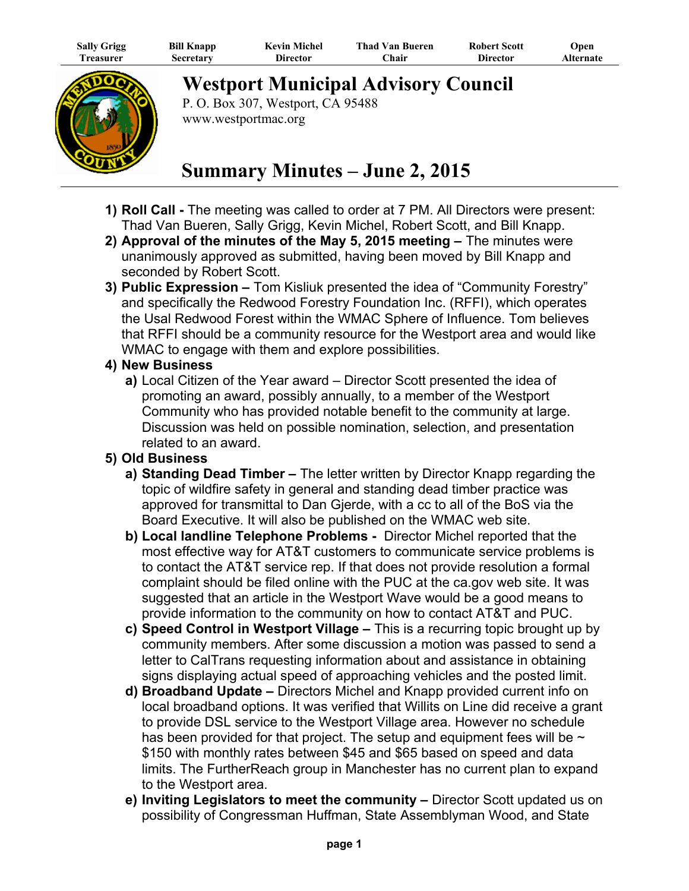| Sally Grigg | Bill Knapp | Kevin Michel | Thad Van Bueren | Robert Scott | Open |
|---|---|---|---|---|---|
| Treasurer | Secretary | Director | Chair | Director | Alternate |

# Westport Municipal Advisory Council

P. O. Box 307, Westport, CA 95488
www.westportmac.org

# Summary Minutes – June 2, 2015

1) **Roll Call -** The meeting was called to order at 7 PM. All Directors were present: Thad Van Bueren, Sally Grigg, Kevin Michel, Robert Scott, and Bill Knapp.
2) **Approval of the minutes of the May 5, 2015 meeting –** The minutes were unanimously approved as submitted, having been moved by Bill Knapp and seconded by Robert Scott.
3) **Public Expression –** Tom Kisliuk presented the idea of "Community Forestry" and specifically the Redwood Forestry Foundation Inc. (RFFI), which operates the Usal Redwood Forest within the WMAC Sphere of Influence. Tom believes that RFFI should be a community resource for the Westport area and would like WMAC to engage with them and explore possibilities.
4) **New Business**
   a) Local Citizen of the Year award – Director Scott presented the idea of promoting an award, possibly annually, to a member of the Westport Community who has provided notable benefit to the community at large. Discussion was held on possible nomination, selection, and presentation related to an award.
5) **Old Business**
   a) **Standing Dead Timber –** The letter written by Director Knapp regarding the topic of wildfire safety in general and standing dead timber practice was approved for transmittal to Dan Gjerde, with a cc to all of the BoS via the Board Executive. It will also be published on the WMAC web site.
   b) **Local landline Telephone Problems -** Director Michel reported that the most effective way for AT&T customers to communicate service problems is to contact the AT&T service rep. If that does not provide resolution a formal complaint should be filed online with the PUC at the ca.gov web site. It was suggested that an article in the Westport Wave would be a good means to provide information to the community on how to contact AT&T and PUC.
   c) **Speed Control in Westport Village –** This is a recurring topic brought up by community members. After some discussion a motion was passed to send a letter to CalTrans requesting information about and assistance in obtaining signs displaying actual speed of approaching vehicles and the posted limit.
   d) **Broadband Update –** Directors Michel and Knapp provided current info on local broadband options. It was verified that Willits on Line did receive a grant to provide DSL service to the Westport Village area. However no schedule has been provided for that project. The setup and equipment fees will be ~ $150 with monthly rates between $45 and $65 based on speed and data limits. The FurtherReach group in Manchester has no current plan to expand to the Westport area.
   e) **Inviting Legislators to meet the community –** Director Scott updated us on possibility of Congressman Huffman, State Assemblyman Wood, and State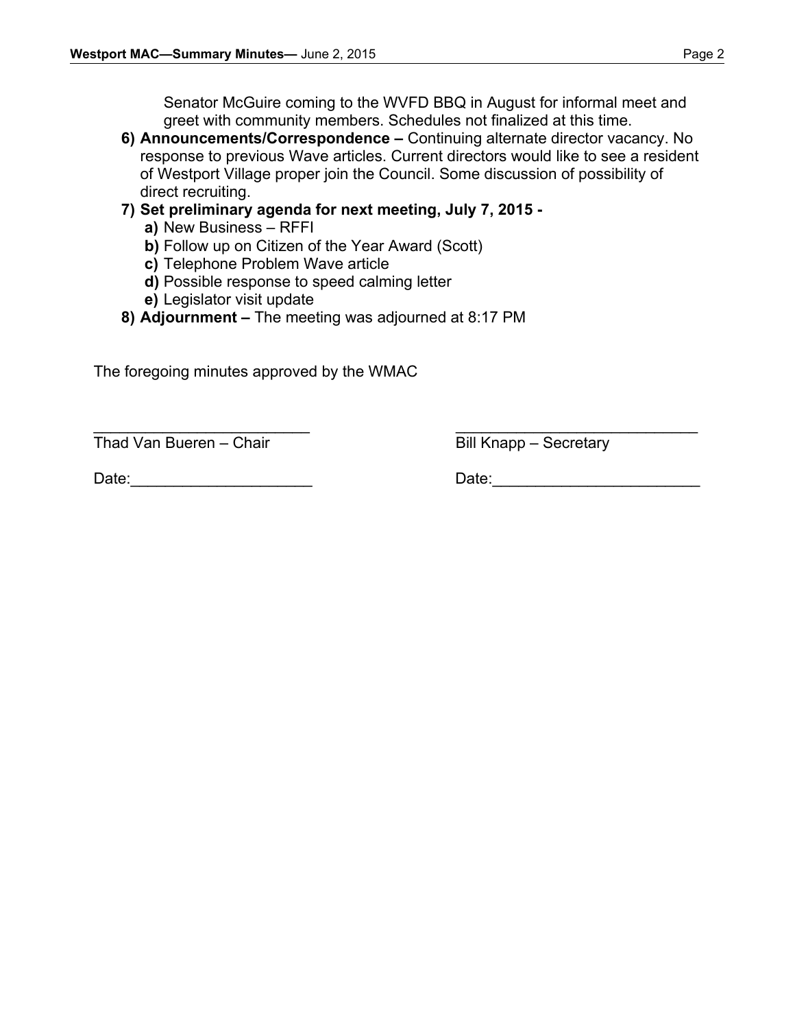Senator McGuire coming to the WVFD BBQ in August for informal meet and greet with community members. Schedules not finalized at this time.

6) **Announcements/Correspondence –** Continuing alternate director vacancy. No response to previous Wave articles. Current directors would like to see a resident of Westport Village proper join the Council. Some discussion of possibility of direct recruiting.
7) **Set preliminary agenda for next meeting, July 7, 2015 -**
   - **a)** New Business – RFFI
   - **b)** Follow up on Citizen of the Year Award (Scott)
   - **c)** Telephone Problem Wave article
   - **d)** Possible response to speed calming letter
   - **e)** Legislator visit update
8) **Adjournment –** The meeting was adjourned at 8:17 PM

The foregoing minutes approved by the WMAC

\_\_\_\_\_\_\_\_\_\_\_\_\_\_\_\_\_\_\_\_\_\_\_\_\_\_
Thad Van Bueren – Chair

Date:\_\_\_\_\_\_\_\_\_\_\_\_\_\_\_\_\_\_\_\_\_\_

\_\_\_\_\_\_\_\_\_\_\_\_\_\_\_\_\_\_\_\_\_\_\_\_\_\_\_\_\_\_
Bill Knapp – Secretary

Date:\_\_\_\_\_\_\_\_\_\_\_\_\_\_\_\_\_\_\_\_\_\_\_\_\_